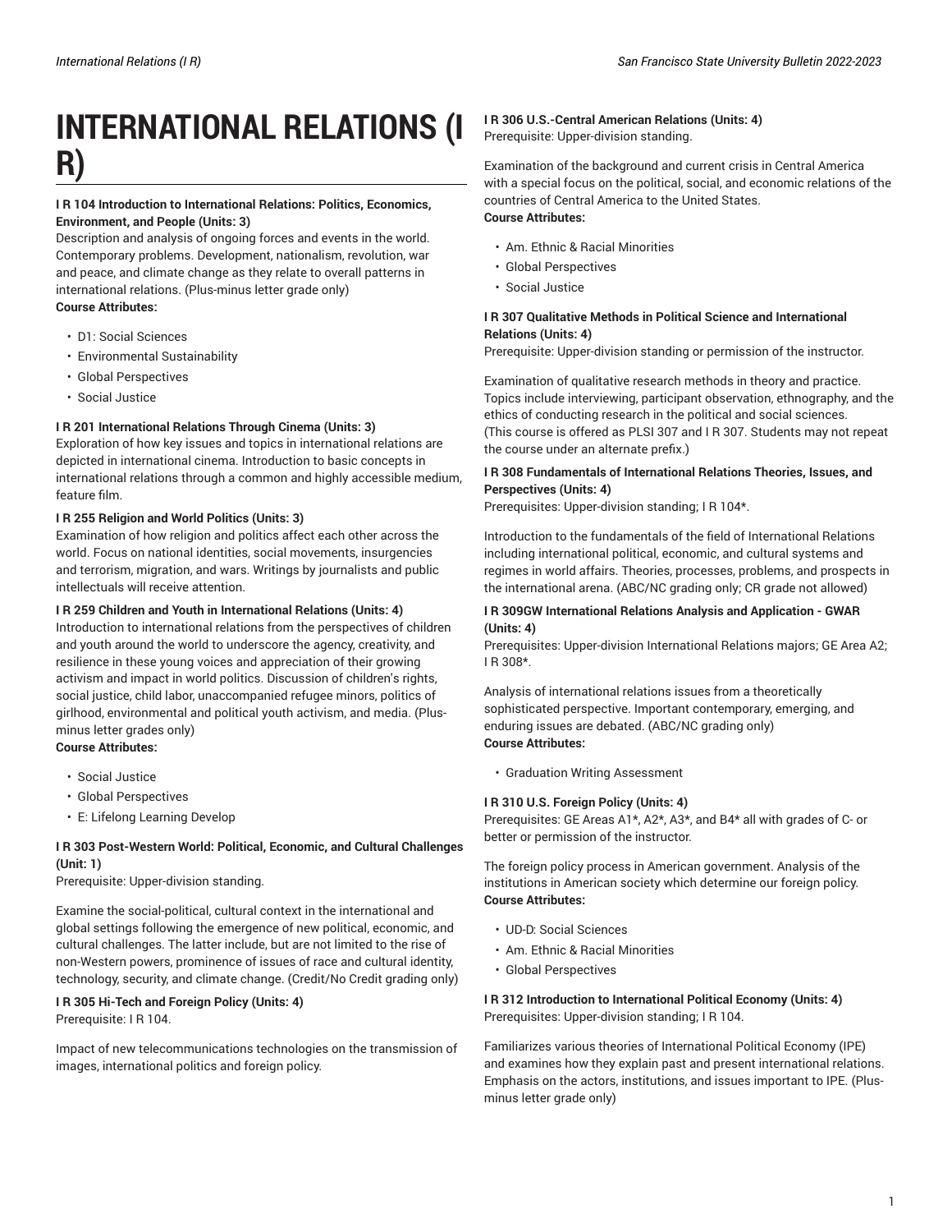# INTERNATIONAL RELATIONS (I R)

**I R 104 Introduction to International Relations: Politics, Economics, Environment, and People (Units: 3)**
Description and analysis of ongoing forces and events in the world. Contemporary problems. Development, nationalism, revolution, war and peace, and climate change as they relate to overall patterns in international relations. (Plus-minus letter grade only)
**Course Attributes:**

- D1: Social Sciences
- Environmental Sustainability
- Global Perspectives
- Social Justice

**I R 201 International Relations Through Cinema (Units: 3)**
Exploration of how key issues and topics in international relations are depicted in international cinema. Introduction to basic concepts in international relations through a common and highly accessible medium, feature film.

**I R 255 Religion and World Politics (Units: 3)**
Examination of how religion and politics affect each other across the world. Focus on national identities, social movements, insurgencies and terrorism, migration, and wars. Writings by journalists and public intellectuals will receive attention.

**I R 259 Children and Youth in International Relations (Units: 4)**
Introduction to international relations from the perspectives of children and youth around the world to underscore the agency, creativity, and resilience in these young voices and appreciation of their growing activism and impact in world politics. Discussion of children's rights, social justice, child labor, unaccompanied refugee minors, politics of girlhood, environmental and political youth activism, and media. (Plus-minus letter grades only)
**Course Attributes:**

- Social Justice
- Global Perspectives
- E: Lifelong Learning Develop

**I R 303 Post-Western World: Political, Economic, and Cultural Challenges (Unit: 1)**
Prerequisite: Upper-division standing.

Examine the social-political, cultural context in the international and global settings following the emergence of new political, economic, and cultural challenges. The latter include, but are not limited to the rise of non-Western powers, prominence of issues of race and cultural identity, technology, security, and climate change. (Credit/No Credit grading only)

**I R 305 Hi-Tech and Foreign Policy (Units: 4)**
Prerequisite: I R 104.

Impact of new telecommunications technologies on the transmission of images, international politics and foreign policy.

**I R 306 U.S.-Central American Relations (Units: 4)**
Prerequisite: Upper-division standing.

Examination of the background and current crisis in Central America with a special focus on the political, social, and economic relations of the countries of Central America to the United States.
**Course Attributes:**

- Am. Ethnic & Racial Minorities
- Global Perspectives
- Social Justice

**I R 307 Qualitative Methods in Political Science and International Relations (Units: 4)**
Prerequisite: Upper-division standing or permission of the instructor.

Examination of qualitative research methods in theory and practice. Topics include interviewing, participant observation, ethnography, and the ethics of conducting research in the political and social sciences. (This course is offered as PLSI 307 and I R 307. Students may not repeat the course under an alternate prefix.)

**I R 308 Fundamentals of International Relations Theories, Issues, and Perspectives (Units: 4)**
Prerequisites: Upper-division standing; I R 104*.

Introduction to the fundamentals of the field of International Relations including international political, economic, and cultural systems and regimes in world affairs. Theories, processes, problems, and prospects in the international arena. (ABC/NC grading only; CR grade not allowed)

**I R 309GW International Relations Analysis and Application - GWAR (Units: 4)**
Prerequisites: Upper-division International Relations majors; GE Area A2; I R 308*.

Analysis of international relations issues from a theoretically sophisticated perspective. Important contemporary, emerging, and enduring issues are debated. (ABC/NC grading only)
**Course Attributes:**

- Graduation Writing Assessment

**I R 310 U.S. Foreign Policy (Units: 4)**
Prerequisites: GE Areas A1*, A2*, A3*, and B4* all with grades of C- or better or permission of the instructor.

The foreign policy process in American government. Analysis of the institutions in American society which determine our foreign policy.
**Course Attributes:**

- UD-D: Social Sciences
- Am. Ethnic & Racial Minorities
- Global Perspectives

**I R 312 Introduction to International Political Economy (Units: 4)**
Prerequisites: Upper-division standing; I R 104.

Familiarizes various theories of International Political Economy (IPE) and examines how they explain past and present international relations. Emphasis on the actors, institutions, and issues important to IPE. (Plus-minus letter grade only)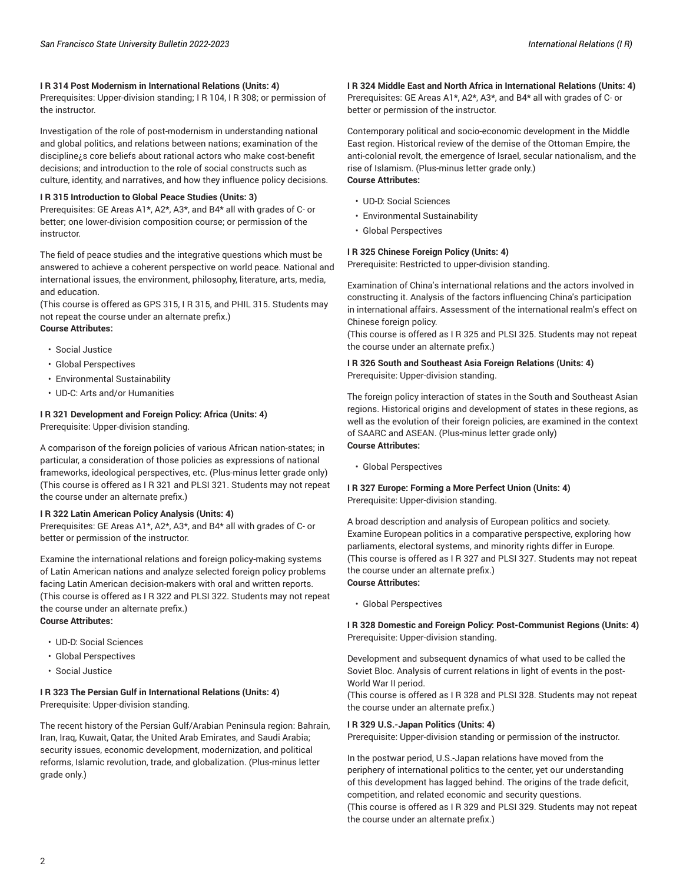**I R 314 Post Modernism in International Relations (Units: 4)**
Prerequisites: Upper-division standing; I R 104, I R 308; or permission of the instructor.

Investigation of the role of post-modernism in understanding national and global politics, and relations between nations; examination of the discipline¿s core beliefs about rational actors who make cost-benefit decisions; and introduction to the role of social constructs such as culture, identity, and narratives, and how they influence policy decisions.

**I R 315 Introduction to Global Peace Studies (Units: 3)**
Prerequisites: GE Areas A1*, A2*, A3*, and B4* all with grades of C- or better; one lower-division composition course; or permission of the instructor.

The field of peace studies and the integrative questions which must be answered to achieve a coherent perspective on world peace. National and international issues, the environment, philosophy, literature, arts, media, and education.
(This course is offered as GPS 315, I R 315, and PHIL 315. Students may not repeat the course under an alternate prefix.)
**Course Attributes:**

- Social Justice
- Global Perspectives
- Environmental Sustainability
- UD-C: Arts and/or Humanities

**I R 321 Development and Foreign Policy: Africa (Units: 4)**
Prerequisite: Upper-division standing.

A comparison of the foreign policies of various African nation-states; in particular, a consideration of those policies as expressions of national frameworks, ideological perspectives, etc. (Plus-minus letter grade only)
(This course is offered as I R 321 and PLSI 321. Students may not repeat the course under an alternate prefix.)

**I R 322 Latin American Policy Analysis (Units: 4)**
Prerequisites: GE Areas A1*, A2*, A3*, and B4* all with grades of C- or better or permission of the instructor.

Examine the international relations and foreign policy-making systems of Latin American nations and analyze selected foreign policy problems facing Latin American decision-makers with oral and written reports.
(This course is offered as I R 322 and PLSI 322. Students may not repeat the course under an alternate prefix.)
**Course Attributes:**

- UD-D: Social Sciences
- Global Perspectives
- Social Justice

**I R 323 The Persian Gulf in International Relations (Units: 4)**
Prerequisite: Upper-division standing.

The recent history of the Persian Gulf/Arabian Peninsula region: Bahrain, Iran, Iraq, Kuwait, Qatar, the United Arab Emirates, and Saudi Arabia; security issues, economic development, modernization, and political reforms, Islamic revolution, trade, and globalization. (Plus-minus letter grade only.)

**I R 324 Middle East and North Africa in International Relations (Units: 4)**
Prerequisites: GE Areas A1*, A2*, A3*, and B4* all with grades of C- or better or permission of the instructor.

Contemporary political and socio-economic development in the Middle East region. Historical review of the demise of the Ottoman Empire, the anti-colonial revolt, the emergence of Israel, secular nationalism, and the rise of Islamism. (Plus-minus letter grade only.)
**Course Attributes:**

- UD-D: Social Sciences
- Environmental Sustainability
- Global Perspectives

**I R 325 Chinese Foreign Policy (Units: 4)**
Prerequisite: Restricted to upper-division standing.

Examination of China's international relations and the actors involved in constructing it. Analysis of the factors influencing China's participation in international affairs. Assessment of the international realm's effect on Chinese foreign policy.
(This course is offered as I R 325 and PLSI 325. Students may not repeat the course under an alternate prefix.)

**I R 326 South and Southeast Asia Foreign Relations (Units: 4)**
Prerequisite: Upper-division standing.

The foreign policy interaction of states in the South and Southeast Asian regions. Historical origins and development of states in these regions, as well as the evolution of their foreign policies, are examined in the context of SAARC and ASEAN. (Plus-minus letter grade only)
**Course Attributes:**

- Global Perspectives

**I R 327 Europe: Forming a More Perfect Union (Units: 4)**
Prerequisite: Upper-division standing.

A broad description and analysis of European politics and society. Examine European politics in a comparative perspective, exploring how parliaments, electoral systems, and minority rights differ in Europe.
(This course is offered as I R 327 and PLSI 327. Students may not repeat the course under an alternate prefix.)
**Course Attributes:**

- Global Perspectives

**I R 328 Domestic and Foreign Policy: Post-Communist Regions (Units: 4)**
Prerequisite: Upper-division standing.

Development and subsequent dynamics of what used to be called the Soviet Bloc. Analysis of current relations in light of events in the post-World War II period.
(This course is offered as I R 328 and PLSI 328. Students may not repeat the course under an alternate prefix.)

**I R 329 U.S.-Japan Politics (Units: 4)**
Prerequisite: Upper-division standing or permission of the instructor.

In the postwar period, U.S.-Japan relations have moved from the periphery of international politics to the center, yet our understanding of this development has lagged behind. The origins of the trade deficit, competition, and related economic and security questions.
(This course is offered as I R 329 and PLSI 329. Students may not repeat the course under an alternate prefix.)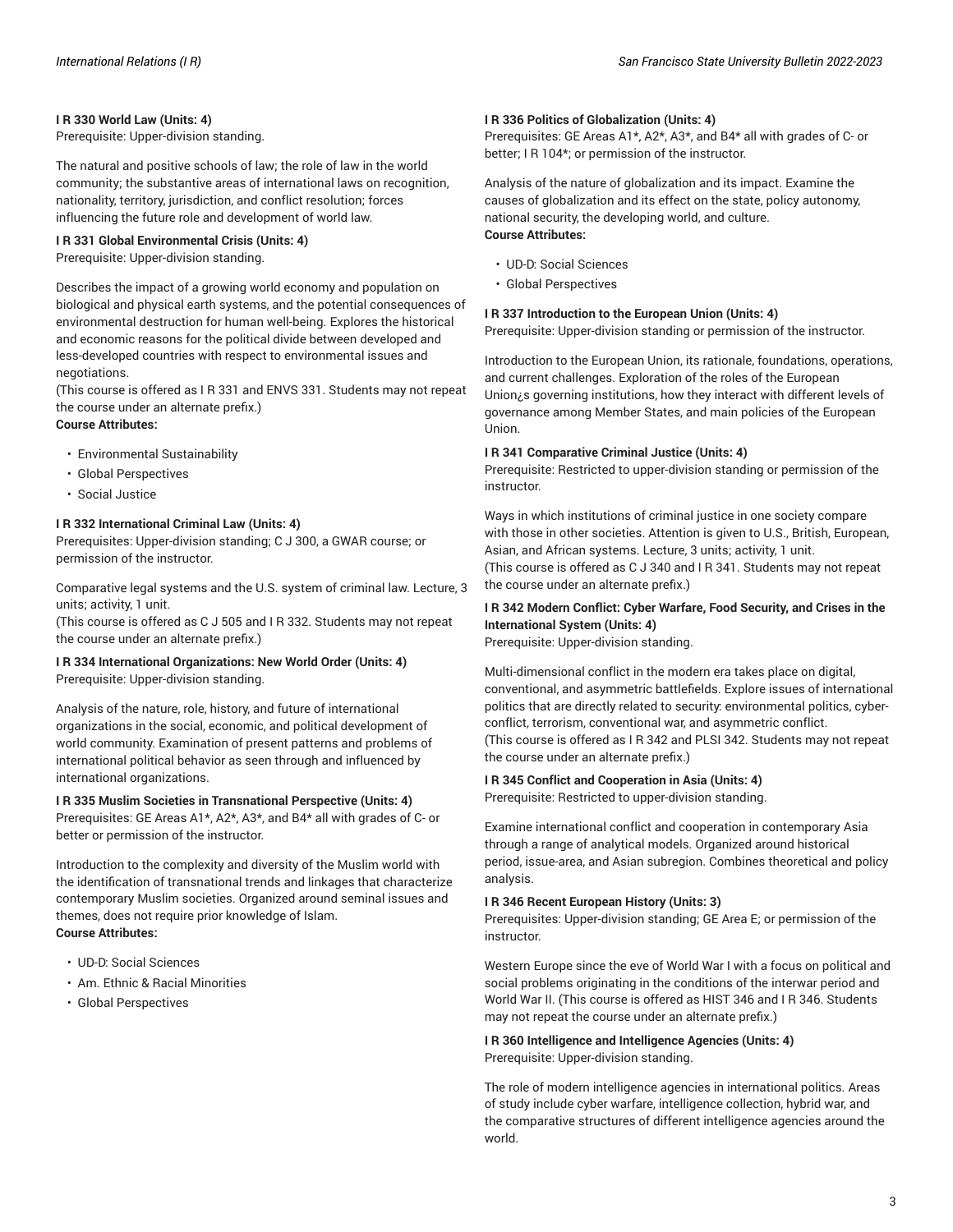**I R 330 World Law (Units: 4)**
Prerequisite: Upper-division standing.

The natural and positive schools of law; the role of law in the world community; the substantive areas of international laws on recognition, nationality, territory, jurisdiction, and conflict resolution; forces influencing the future role and development of world law.

**I R 331 Global Environmental Crisis (Units: 4)**
Prerequisite: Upper-division standing.

Describes the impact of a growing world economy and population on biological and physical earth systems, and the potential consequences of environmental destruction for human well-being. Explores the historical and economic reasons for the political divide between developed and less-developed countries with respect to environmental issues and negotiations.
(This course is offered as I R 331 and ENVS 331. Students may not repeat the course under an alternate prefix.)
**Course Attributes:**

- Environmental Sustainability
- Global Perspectives
- Social Justice

**I R 332 International Criminal Law (Units: 4)**
Prerequisites: Upper-division standing; C J 300, a GWAR course; or permission of the instructor.

Comparative legal systems and the U.S. system of criminal law. Lecture, 3 units; activity, 1 unit.
(This course is offered as C J 505 and I R 332. Students may not repeat the course under an alternate prefix.)

**I R 334 International Organizations: New World Order (Units: 4)**
Prerequisite: Upper-division standing.

Analysis of the nature, role, history, and future of international organizations in the social, economic, and political development of world community. Examination of present patterns and problems of international political behavior as seen through and influenced by international organizations.

**I R 335 Muslim Societies in Transnational Perspective (Units: 4)**
Prerequisites: GE Areas A1*, A2*, A3*, and B4* all with grades of C- or better or permission of the instructor.

Introduction to the complexity and diversity of the Muslim world with the identification of transnational trends and linkages that characterize contemporary Muslim societies. Organized around seminal issues and themes, does not require prior knowledge of Islam.
**Course Attributes:**

- UD-D: Social Sciences
- Am. Ethnic & Racial Minorities
- Global Perspectives

**I R 336 Politics of Globalization (Units: 4)**
Prerequisites: GE Areas A1*, A2*, A3*, and B4* all with grades of C- or better; I R 104*; or permission of the instructor.

Analysis of the nature of globalization and its impact. Examine the causes of globalization and its effect on the state, policy autonomy, national security, the developing world, and culture.
**Course Attributes:**

- UD-D: Social Sciences
- Global Perspectives

**I R 337 Introduction to the European Union (Units: 4)**
Prerequisite: Upper-division standing or permission of the instructor.

Introduction to the European Union, its rationale, foundations, operations, and current challenges. Exploration of the roles of the European Union¿s governing institutions, how they interact with different levels of governance among Member States, and main policies of the European Union.

**I R 341 Comparative Criminal Justice (Units: 4)**
Prerequisite: Restricted to upper-division standing or permission of the instructor.

Ways in which institutions of criminal justice in one society compare with those in other societies. Attention is given to U.S., British, European, Asian, and African systems. Lecture, 3 units; activity, 1 unit.
(This course is offered as C J 340 and I R 341. Students may not repeat the course under an alternate prefix.)

**I R 342 Modern Conflict: Cyber Warfare, Food Security, and Crises in the International System (Units: 4)**
Prerequisite: Upper-division standing.

Multi-dimensional conflict in the modern era takes place on digital, conventional, and asymmetric battlefields. Explore issues of international politics that are directly related to security: environmental politics, cyber-conflict, terrorism, conventional war, and asymmetric conflict.
(This course is offered as I R 342 and PLSI 342. Students may not repeat the course under an alternate prefix.)

**I R 345 Conflict and Cooperation in Asia (Units: 4)**
Prerequisite: Restricted to upper-division standing.

Examine international conflict and cooperation in contemporary Asia through a range of analytical models. Organized around historical period, issue-area, and Asian subregion. Combines theoretical and policy analysis.

**I R 346 Recent European History (Units: 3)**
Prerequisites: Upper-division standing; GE Area E; or permission of the instructor.

Western Europe since the eve of World War I with a focus on political and social problems originating in the conditions of the interwar period and World War II. (This course is offered as HIST 346 and I R 346. Students may not repeat the course under an alternate prefix.)

**I R 360 Intelligence and Intelligence Agencies (Units: 4)**
Prerequisite: Upper-division standing.

The role of modern intelligence agencies in international politics. Areas of study include cyber warfare, intelligence collection, hybrid war, and the comparative structures of different intelligence agencies around the world.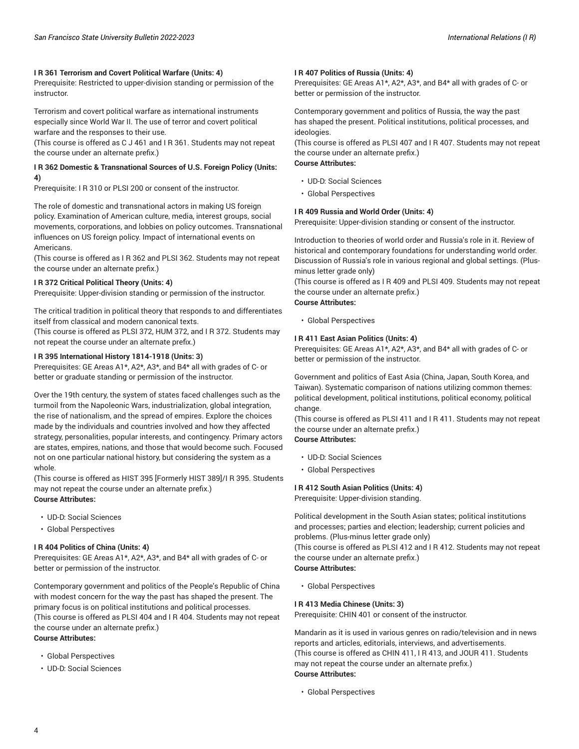**I R 361 Terrorism and Covert Political Warfare (Units: 4)**
Prerequisite: Restricted to upper-division standing or permission of the instructor.

Terrorism and covert political warfare as international instruments especially since World War II. The use of terror and covert political warfare and the responses to their use.
(This course is offered as C J 461 and I R 361. Students may not repeat the course under an alternate prefix.)

**I R 362 Domestic & Transnational Sources of U.S. Foreign Policy (Units: 4)**
Prerequisite: I R 310 or PLSI 200 or consent of the instructor.

The role of domestic and transnational actors in making US foreign policy. Examination of American culture, media, interest groups, social movements, corporations, and lobbies on policy outcomes. Transnational influences on US foreign policy. Impact of international events on Americans.
(This course is offered as I R 362 and PLSI 362. Students may not repeat the course under an alternate prefix.)

**I R 372 Critical Political Theory (Units: 4)**
Prerequisite: Upper-division standing or permission of the instructor.

The critical tradition in political theory that responds to and differentiates itself from classical and modern canonical texts.
(This course is offered as PLSI 372, HUM 372, and I R 372. Students may not repeat the course under an alternate prefix.)

**I R 395 International History 1814-1918 (Units: 3)**
Prerequisites: GE Areas A1*, A2*, A3*, and B4* all with grades of C- or better or graduate standing or permission of the instructor.

Over the 19th century, the system of states faced challenges such as the turmoil from the Napoleonic Wars, industrialization, global integration, the rise of nationalism, and the spread of empires. Explore the choices made by the individuals and countries involved and how they affected strategy, personalities, popular interests, and contingency. Primary actors are states, empires, nations, and those that would become such. Focused not on one particular national history, but considering the system as a whole.
(This course is offered as HIST 395 [Formerly HIST 389]/I R 395. Students may not repeat the course under an alternate prefix.)
**Course Attributes:**

- UD-D: Social Sciences
- Global Perspectives

**I R 404 Politics of China (Units: 4)**
Prerequisites: GE Areas A1*, A2*, A3*, and B4* all with grades of C- or better or permission of the instructor.

Contemporary government and politics of the People's Republic of China with modest concern for the way the past has shaped the present. The primary focus is on political institutions and political processes.
(This course is offered as PLSI 404 and I R 404. Students may not repeat the course under an alternate prefix.)
**Course Attributes:**

- Global Perspectives
- UD-D: Social Sciences

**I R 407 Politics of Russia (Units: 4)**
Prerequisites: GE Areas A1*, A2*, A3*, and B4* all with grades of C- or better or permission of the instructor.

Contemporary government and politics of Russia, the way the past has shaped the present. Political institutions, political processes, and ideologies.
(This course is offered as PLSI 407 and I R 407. Students may not repeat the course under an alternate prefix.)
**Course Attributes:**

- UD-D: Social Sciences
- Global Perspectives

**I R 409 Russia and World Order (Units: 4)**
Prerequisite: Upper-division standing or consent of the instructor.

Introduction to theories of world order and Russia's role in it. Review of historical and contemporary foundations for understanding world order. Discussion of Russia's role in various regional and global settings. (Plus-minus letter grade only)
(This course is offered as I R 409 and PLSI 409. Students may not repeat the course under an alternate prefix.)
**Course Attributes:**

- Global Perspectives

**I R 411 East Asian Politics (Units: 4)**
Prerequisites: GE Areas A1*, A2*, A3*, and B4* all with grades of C- or better or permission of the instructor.

Government and politics of East Asia (China, Japan, South Korea, and Taiwan). Systematic comparison of nations utilizing common themes: political development, political institutions, political economy, political change.
(This course is offered as PLSI 411 and I R 411. Students may not repeat the course under an alternate prefix.)
**Course Attributes:**

- UD-D: Social Sciences
- Global Perspectives

**I R 412 South Asian Politics (Units: 4)**
Prerequisite: Upper-division standing.

Political development in the South Asian states; political institutions and processes; parties and election; leadership; current policies and problems. (Plus-minus letter grade only)
(This course is offered as PLSI 412 and I R 412. Students may not repeat the course under an alternate prefix.)
**Course Attributes:**

- Global Perspectives

**I R 413 Media Chinese (Units: 3)**
Prerequisite: CHIN 401 or consent of the instructor.

Mandarin as it is used in various genres on radio/television and in news reports and articles, editorials, interviews, and advertisements.
(This course is offered as CHIN 411, I R 413, and JOUR 411. Students may not repeat the course under an alternate prefix.)
**Course Attributes:**

- Global Perspectives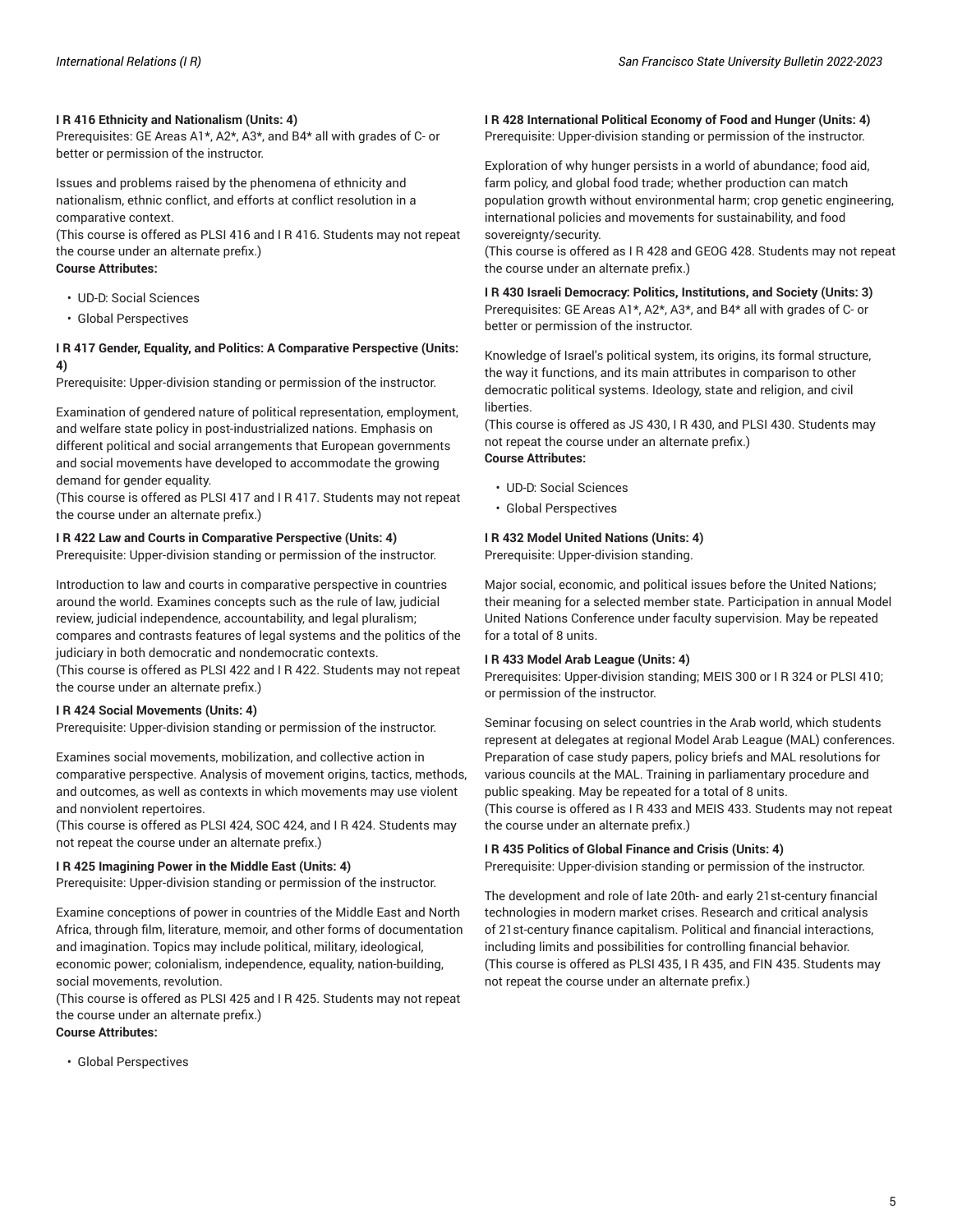**I R 416 Ethnicity and Nationalism (Units: 4)**
Prerequisites: GE Areas A1*, A2*, A3*, and B4* all with grades of C- or better or permission of the instructor.

Issues and problems raised by the phenomena of ethnicity and nationalism, ethnic conflict, and efforts at conflict resolution in a comparative context.
(This course is offered as PLSI 416 and I R 416. Students may not repeat the course under an alternate prefix.)
**Course Attributes:**

- UD-D: Social Sciences
- Global Perspectives

**I R 417 Gender, Equality, and Politics: A Comparative Perspective (Units: 4)**
Prerequisite: Upper-division standing or permission of the instructor.

Examination of gendered nature of political representation, employment, and welfare state policy in post-industrialized nations. Emphasis on different political and social arrangements that European governments and social movements have developed to accommodate the growing demand for gender equality.
(This course is offered as PLSI 417 and I R 417. Students may not repeat the course under an alternate prefix.)

**I R 422 Law and Courts in Comparative Perspective (Units: 4)**
Prerequisite: Upper-division standing or permission of the instructor.

Introduction to law and courts in comparative perspective in countries around the world. Examines concepts such as the rule of law, judicial review, judicial independence, accountability, and legal pluralism; compares and contrasts features of legal systems and the politics of the judiciary in both democratic and nondemocratic contexts.
(This course is offered as PLSI 422 and I R 422. Students may not repeat the course under an alternate prefix.)

**I R 424 Social Movements (Units: 4)**
Prerequisite: Upper-division standing or permission of the instructor.

Examines social movements, mobilization, and collective action in comparative perspective. Analysis of movement origins, tactics, methods, and outcomes, as well as contexts in which movements may use violent and nonviolent repertoires.
(This course is offered as PLSI 424, SOC 424, and I R 424. Students may not repeat the course under an alternate prefix.)

**I R 425 Imagining Power in the Middle East (Units: 4)**
Prerequisite: Upper-division standing or permission of the instructor.

Examine conceptions of power in countries of the Middle East and North Africa, through film, literature, memoir, and other forms of documentation and imagination. Topics may include political, military, ideological, economic power; colonialism, independence, equality, nation-building, social movements, revolution.
(This course is offered as PLSI 425 and I R 425. Students may not repeat the course under an alternate prefix.)
**Course Attributes:**

- Global Perspectives

**I R 428 International Political Economy of Food and Hunger (Units: 4)**
Prerequisite: Upper-division standing or permission of the instructor.

Exploration of why hunger persists in a world of abundance; food aid, farm policy, and global food trade; whether production can match population growth without environmental harm; crop genetic engineering, international policies and movements for sustainability, and food sovereignty/security.
(This course is offered as I R 428 and GEOG 428. Students may not repeat the course under an alternate prefix.)

**I R 430 Israeli Democracy: Politics, Institutions, and Society (Units: 3)**
Prerequisites: GE Areas A1*, A2*, A3*, and B4* all with grades of C- or better or permission of the instructor.

Knowledge of Israel's political system, its origins, its formal structure, the way it functions, and its main attributes in comparison to other democratic political systems. Ideology, state and religion, and civil liberties.
(This course is offered as JS 430, I R 430, and PLSI 430. Students may not repeat the course under an alternate prefix.)
**Course Attributes:**

- UD-D: Social Sciences
- Global Perspectives

**I R 432 Model United Nations (Units: 4)**
Prerequisite: Upper-division standing.

Major social, economic, and political issues before the United Nations; their meaning for a selected member state. Participation in annual Model United Nations Conference under faculty supervision. May be repeated for a total of 8 units.

**I R 433 Model Arab League (Units: 4)**
Prerequisites: Upper-division standing; MEIS 300 or I R 324 or PLSI 410; or permission of the instructor.

Seminar focusing on select countries in the Arab world, which students represent at delegates at regional Model Arab League (MAL) conferences. Preparation of case study papers, policy briefs and MAL resolutions for various councils at the MAL. Training in parliamentary procedure and public speaking. May be repeated for a total of 8 units.
(This course is offered as I R 433 and MEIS 433. Students may not repeat the course under an alternate prefix.)

**I R 435 Politics of Global Finance and Crisis (Units: 4)**
Prerequisite: Upper-division standing or permission of the instructor.

The development and role of late 20th- and early 21st-century financial technologies in modern market crises. Research and critical analysis of 21st-century finance capitalism. Political and financial interactions, including limits and possibilities for controlling financial behavior.
(This course is offered as PLSI 435, I R 435, and FIN 435. Students may not repeat the course under an alternate prefix.)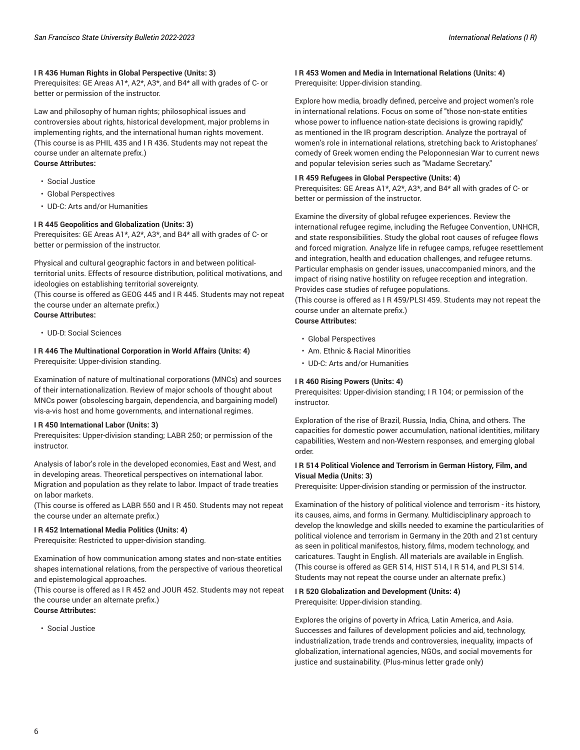**I R 436 Human Rights in Global Perspective (Units: 3)**
Prerequisites: GE Areas A1*, A2*, A3*, and B4* all with grades of C- or better or permission of the instructor.

Law and philosophy of human rights; philosophical issues and controversies about rights, historical development, major problems in implementing rights, and the international human rights movement. (This course is as PHIL 435 and I R 436. Students may not repeat the course under an alternate prefix.)
**Course Attributes:**

- Social Justice
- Global Perspectives
- UD-C: Arts and/or Humanities

**I R 445 Geopolitics and Globalization (Units: 3)**
Prerequisites: GE Areas A1*, A2*, A3*, and B4* all with grades of C- or better or permission of the instructor.

Physical and cultural geographic factors in and between political-territorial units. Effects of resource distribution, political motivations, and ideologies on establishing territorial sovereignty.
(This course is offered as GEOG 445 and I R 445. Students may not repeat the course under an alternate prefix.)
**Course Attributes:**

- UD-D: Social Sciences

**I R 446 The Multinational Corporation in World Affairs (Units: 4)**
Prerequisite: Upper-division standing.

Examination of nature of multinational corporations (MNCs) and sources of their internationalization. Review of major schools of thought about MNCs power (obsolescing bargain, dependencia, and bargaining model) vis-a-vis host and home governments, and international regimes.

**I R 450 International Labor (Units: 3)**
Prerequisites: Upper-division standing; LABR 250; or permission of the instructor.

Analysis of labor's role in the developed economies, East and West, and in developing areas. Theoretical perspectives on international labor. Migration and population as they relate to labor. Impact of trade treaties on labor markets.
(This course is offered as LABR 550 and I R 450. Students may not repeat the course under an alternate prefix.)

**I R 452 International Media Politics (Units: 4)**
Prerequisite: Restricted to upper-division standing.

Examination of how communication among states and non-state entities shapes international relations, from the perspective of various theoretical and epistemological approaches.
(This course is offered as I R 452 and JOUR 452. Students may not repeat the course under an alternate prefix.)
**Course Attributes:**

- Social Justice

**I R 453 Women and Media in International Relations (Units: 4)**
Prerequisite: Upper-division standing.

Explore how media, broadly defined, perceive and project women's role in international relations. Focus on some of "those non-state entities whose power to influence nation-state decisions is growing rapidly," as mentioned in the IR program description. Analyze the portrayal of women's role in international relations, stretching back to Aristophanes' comedy of Greek women ending the Peloponnesian War to current news and popular television series such as "Madame Secretary."

**I R 459 Refugees in Global Perspective (Units: 4)**
Prerequisites: GE Areas A1*, A2*, A3*, and B4* all with grades of C- or better or permission of the instructor.

Examine the diversity of global refugee experiences. Review the international refugee regime, including the Refugee Convention, UNHCR, and state responsibilities. Study the global root causes of refugee flows and forced migration. Analyze life in refugee camps, refugee resettlement and integration, health and education challenges, and refugee returns. Particular emphasis on gender issues, unaccompanied minors, and the impact of rising native hostility on refugee reception and integration. Provides case studies of refugee populations.
(This course is offered as I R 459/PLSI 459. Students may not repeat the course under an alternate prefix.)
**Course Attributes:**

- Global Perspectives
- Am. Ethnic & Racial Minorities
- UD-C: Arts and/or Humanities

**I R 460 Rising Powers (Units: 4)**
Prerequisites: Upper-division standing; I R 104; or permission of the instructor.

Exploration of the rise of Brazil, Russia, India, China, and others. The capacities for domestic power accumulation, national identities, military capabilities, Western and non-Western responses, and emerging global order.

**I R 514 Political Violence and Terrorism in German History, Film, and Visual Media (Units: 3)**
Prerequisite: Upper-division standing or permission of the instructor.

Examination of the history of political violence and terrorism - its history, its causes, aims, and forms in Germany. Multidisciplinary approach to develop the knowledge and skills needed to examine the particularities of political violence and terrorism in Germany in the 20th and 21st century as seen in political manifestos, history, films, modern technology, and caricatures. Taught in English. All materials are available in English. (This course is offered as GER 514, HIST 514, I R 514, and PLSI 514. Students may not repeat the course under an alternate prefix.)

**I R 520 Globalization and Development (Units: 4)**
Prerequisite: Upper-division standing.

Explores the origins of poverty in Africa, Latin America, and Asia. Successes and failures of development policies and aid, technology, industrialization, trade trends and controversies, inequality, impacts of globalization, international agencies, NGOs, and social movements for justice and sustainability. (Plus-minus letter grade only)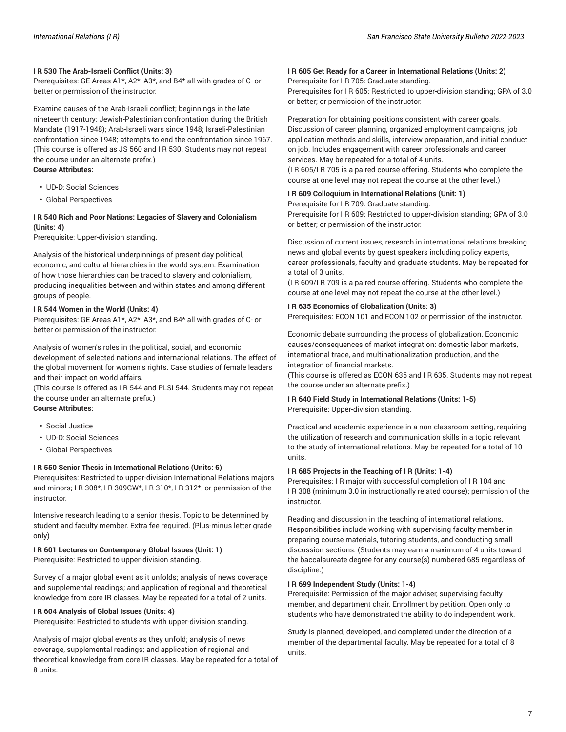**I R 530 The Arab-Israeli Conflict (Units: 3)**
Prerequisites: GE Areas A1*, A2*, A3*, and B4* all with grades of C- or better or permission of the instructor.

Examine causes of the Arab-Israeli conflict; beginnings in the late nineteenth century; Jewish-Palestinian confrontation during the British Mandate (1917-1948); Arab-Israeli wars since 1948; Israeli-Palestinian confrontation since 1948; attempts to end the confrontation since 1967. (This course is offered as JS 560 and I R 530. Students may not repeat the course under an alternate prefix.)

**Course Attributes:**

- UD-D: Social Sciences
- Global Perspectives

**I R 540 Rich and Poor Nations: Legacies of Slavery and Colonialism (Units: 4)**
Prerequisite: Upper-division standing.

Analysis of the historical underpinnings of present day political, economic, and cultural hierarchies in the world system. Examination of how those hierarchies can be traced to slavery and colonialism, producing inequalities between and within states and among different groups of people.

**I R 544 Women in the World (Units: 4)**
Prerequisites: GE Areas A1*, A2*, A3*, and B4* all with grades of C- or better or permission of the instructor.

Analysis of women's roles in the political, social, and economic development of selected nations and international relations. The effect of the global movement for women's rights. Case studies of female leaders and their impact on world affairs.
(This course is offered as I R 544 and PLSI 544. Students may not repeat the course under an alternate prefix.)

**Course Attributes:**

- Social Justice
- UD-D: Social Sciences
- Global Perspectives

**I R 550 Senior Thesis in International Relations (Units: 6)**
Prerequisites: Restricted to upper-division International Relations majors and minors; I R 308*, I R 309GW*, I R 310*, I R 312*; or permission of the instructor.

Intensive research leading to a senior thesis. Topic to be determined by student and faculty member. Extra fee required. (Plus-minus letter grade only)

**I R 601 Lectures on Contemporary Global Issues (Unit: 1)**
Prerequisite: Restricted to upper-division standing.

Survey of a major global event as it unfolds; analysis of news coverage and supplemental readings; and application of regional and theoretical knowledge from core IR classes. May be repeated for a total of 2 units.

**I R 604 Analysis of Global Issues (Units: 4)**
Prerequisite: Restricted to students with upper-division standing.

Analysis of major global events as they unfold; analysis of news coverage, supplemental readings; and application of regional and theoretical knowledge from core IR classes. May be repeated for a total of 8 units.

**I R 605 Get Ready for a Career in International Relations (Units: 2)**
Prerequisite for I R 705: Graduate standing.
Prerequisites for I R 605: Restricted to upper-division standing; GPA of 3.0 or better; or permission of the instructor.

Preparation for obtaining positions consistent with career goals. Discussion of career planning, organized employment campaigns, job application methods and skills, interview preparation, and initial conduct on job. Includes engagement with career professionals and career services. May be repeated for a total of 4 units.
(I R 605/I R 705 is a paired course offering. Students who complete the course at one level may not repeat the course at the other level.)

**I R 609 Colloquium in International Relations (Unit: 1)**
Prerequisite for I R 709: Graduate standing.
Prerequisite for I R 609: Restricted to upper-division standing; GPA of 3.0 or better; or permission of the instructor.

Discussion of current issues, research in international relations breaking news and global events by guest speakers including policy experts, career professionals, faculty and graduate students. May be repeated for a total of 3 units.
(I R 609/I R 709 is a paired course offering. Students who complete the course at one level may not repeat the course at the other level.)

**I R 635 Economics of Globalization (Units: 3)**
Prerequisites: ECON 101 and ECON 102 or permission of the instructor.

Economic debate surrounding the process of globalization. Economic causes/consequences of market integration: domestic labor markets, international trade, and multinationalization production, and the integration of financial markets.
(This course is offered as ECON 635 and I R 635. Students may not repeat the course under an alternate prefix.)

**I R 640 Field Study in International Relations (Units: 1-5)**
Prerequisite: Upper-division standing.

Practical and academic experience in a non-classroom setting, requiring the utilization of research and communication skills in a topic relevant to the study of international relations. May be repeated for a total of 10 units.

**I R 685 Projects in the Teaching of I R (Units: 1-4)**
Prerequisites: I R major with successful completion of I R 104 and I R 308 (minimum 3.0 in instructionally related course); permission of the instructor.

Reading and discussion in the teaching of international relations. Responsibilities include working with supervising faculty member in preparing course materials, tutoring students, and conducting small discussion sections. (Students may earn a maximum of 4 units toward the baccalaureate degree for any course(s) numbered 685 regardless of discipline.)

**I R 699 Independent Study (Units: 1-4)**
Prerequisite: Permission of the major adviser, supervising faculty member, and department chair. Enrollment by petition. Open only to students who have demonstrated the ability to do independent work.

Study is planned, developed, and completed under the direction of a member of the departmental faculty. May be repeated for a total of 8 units.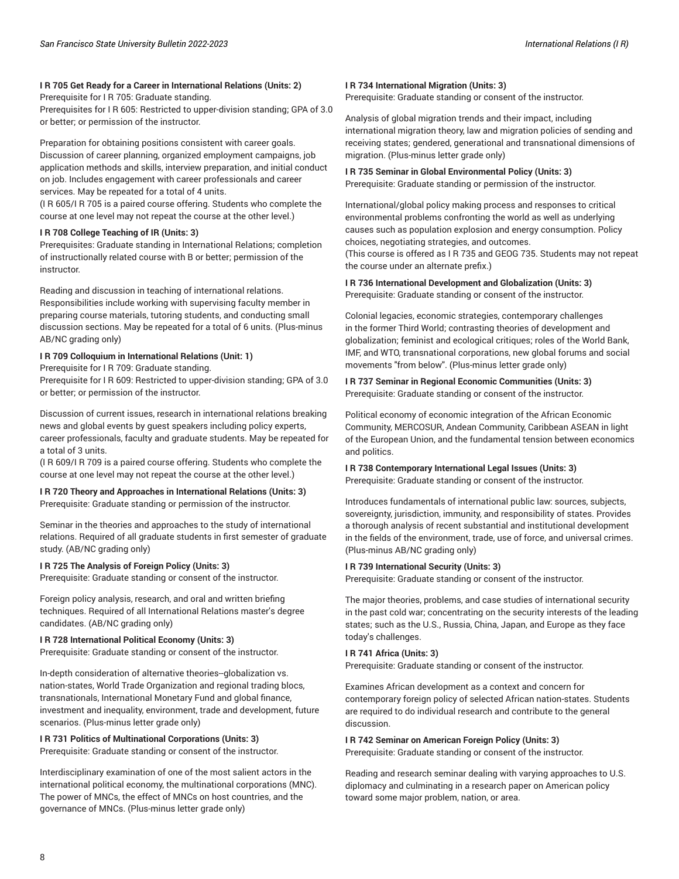**I R 705 Get Ready for a Career in International Relations (Units: 2)**
Prerequisite for I R 705: Graduate standing.
Prerequisites for I R 605: Restricted to upper-division standing; GPA of 3.0 or better; or permission of the instructor.

Preparation for obtaining positions consistent with career goals. Discussion of career planning, organized employment campaigns, job application methods and skills, interview preparation, and initial conduct on job. Includes engagement with career professionals and career services. May be repeated for a total of 4 units.
(I R 605/I R 705 is a paired course offering. Students who complete the course at one level may not repeat the course at the other level.)

**I R 708 College Teaching of IR (Units: 3)**
Prerequisites: Graduate standing in International Relations; completion of instructionally related course with B or better; permission of the instructor.

Reading and discussion in teaching of international relations. Responsibilities include working with supervising faculty member in preparing course materials, tutoring students, and conducting small discussion sections. May be repeated for a total of 6 units. (Plus-minus AB/NC grading only)

**I R 709 Colloquium in International Relations (Unit: 1)**
Prerequisite for I R 709: Graduate standing.
Prerequisite for I R 609: Restricted to upper-division standing; GPA of 3.0 or better; or permission of the instructor.

Discussion of current issues, research in international relations breaking news and global events by guest speakers including policy experts, career professionals, faculty and graduate students. May be repeated for a total of 3 units.
(I R 609/I R 709 is a paired course offering. Students who complete the course at one level may not repeat the course at the other level.)

**I R 720 Theory and Approaches in International Relations (Units: 3)**
Prerequisite: Graduate standing or permission of the instructor.

Seminar in the theories and approaches to the study of international relations. Required of all graduate students in first semester of graduate study. (AB/NC grading only)

**I R 725 The Analysis of Foreign Policy (Units: 3)**
Prerequisite: Graduate standing or consent of the instructor.

Foreign policy analysis, research, and oral and written briefing techniques. Required of all International Relations master's degree candidates. (AB/NC grading only)

**I R 728 International Political Economy (Units: 3)**
Prerequisite: Graduate standing or consent of the instructor.

In-depth consideration of alternative theories--globalization vs. nation-states, World Trade Organization and regional trading blocs, transnationals, International Monetary Fund and global finance, investment and inequality, environment, trade and development, future scenarios. (Plus-minus letter grade only)

**I R 731 Politics of Multinational Corporations (Units: 3)**
Prerequisite: Graduate standing or consent of the instructor.

Interdisciplinary examination of one of the most salient actors in the international political economy, the multinational corporations (MNC). The power of MNCs, the effect of MNCs on host countries, and the governance of MNCs. (Plus-minus letter grade only)

**I R 734 International Migration (Units: 3)**
Prerequisite: Graduate standing or consent of the instructor.

Analysis of global migration trends and their impact, including international migration theory, law and migration policies of sending and receiving states; gendered, generational and transnational dimensions of migration. (Plus-minus letter grade only)

**I R 735 Seminar in Global Environmental Policy (Units: 3)**
Prerequisite: Graduate standing or permission of the instructor.

International/global policy making process and responses to critical environmental problems confronting the world as well as underlying causes such as population explosion and energy consumption. Policy choices, negotiating strategies, and outcomes.
(This course is offered as I R 735 and GEOG 735. Students may not repeat the course under an alternate prefix.)

**I R 736 International Development and Globalization (Units: 3)**
Prerequisite: Graduate standing or consent of the instructor.

Colonial legacies, economic strategies, contemporary challenges in the former Third World; contrasting theories of development and globalization; feminist and ecological critiques; roles of the World Bank, IMF, and WTO, transnational corporations, new global forums and social movements "from below". (Plus-minus letter grade only)

**I R 737 Seminar in Regional Economic Communities (Units: 3)**
Prerequisite: Graduate standing or consent of the instructor.

Political economy of economic integration of the African Economic Community, MERCOSUR, Andean Community, Caribbean ASEAN in light of the European Union, and the fundamental tension between economics and politics.

**I R 738 Contemporary International Legal Issues (Units: 3)**
Prerequisite: Graduate standing or consent of the instructor.

Introduces fundamentals of international public law: sources, subjects, sovereignty, jurisdiction, immunity, and responsibility of states. Provides a thorough analysis of recent substantial and institutional development in the fields of the environment, trade, use of force, and universal crimes. (Plus-minus AB/NC grading only)

**I R 739 International Security (Units: 3)**
Prerequisite: Graduate standing or consent of the instructor.

The major theories, problems, and case studies of international security in the past cold war; concentrating on the security interests of the leading states; such as the U.S., Russia, China, Japan, and Europe as they face today's challenges.

**I R 741 Africa (Units: 3)**
Prerequisite: Graduate standing or consent of the instructor.

Examines African development as a context and concern for contemporary foreign policy of selected African nation-states. Students are required to do individual research and contribute to the general discussion.

**I R 742 Seminar on American Foreign Policy (Units: 3)**
Prerequisite: Graduate standing or consent of the instructor.

Reading and research seminar dealing with varying approaches to U.S. diplomacy and culminating in a research paper on American policy toward some major problem, nation, or area.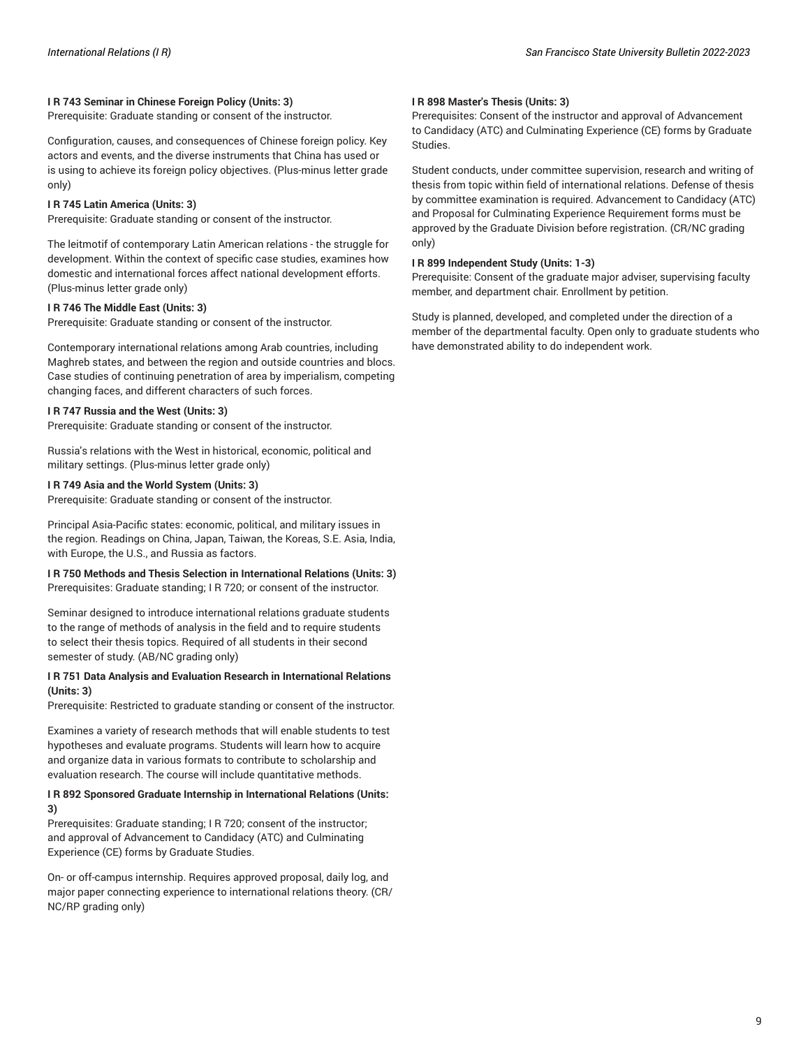**I R 743 Seminar in Chinese Foreign Policy (Units: 3)**
Prerequisite: Graduate standing or consent of the instructor.

Configuration, causes, and consequences of Chinese foreign policy. Key actors and events, and the diverse instruments that China has used or is using to achieve its foreign policy objectives. (Plus-minus letter grade only)

**I R 745 Latin America (Units: 3)**
Prerequisite: Graduate standing or consent of the instructor.

The leitmotif of contemporary Latin American relations - the struggle for development. Within the context of specific case studies, examines how domestic and international forces affect national development efforts. (Plus-minus letter grade only)

**I R 746 The Middle East (Units: 3)**
Prerequisite: Graduate standing or consent of the instructor.

Contemporary international relations among Arab countries, including Maghreb states, and between the region and outside countries and blocs. Case studies of continuing penetration of area by imperialism, competing changing faces, and different characters of such forces.

**I R 747 Russia and the West (Units: 3)**
Prerequisite: Graduate standing or consent of the instructor.

Russia's relations with the West in historical, economic, political and military settings. (Plus-minus letter grade only)

**I R 749 Asia and the World System (Units: 3)**
Prerequisite: Graduate standing or consent of the instructor.

Principal Asia-Pacific states: economic, political, and military issues in the region. Readings on China, Japan, Taiwan, the Koreas, S.E. Asia, India, with Europe, the U.S., and Russia as factors.

**I R 750 Methods and Thesis Selection in International Relations (Units: 3)**
Prerequisites: Graduate standing; I R 720; or consent of the instructor.

Seminar designed to introduce international relations graduate students to the range of methods of analysis in the field and to require students to select their thesis topics. Required of all students in their second semester of study. (AB/NC grading only)

**I R 751 Data Analysis and Evaluation Research in International Relations (Units: 3)**
Prerequisite: Restricted to graduate standing or consent of the instructor.

Examines a variety of research methods that will enable students to test hypotheses and evaluate programs. Students will learn how to acquire and organize data in various formats to contribute to scholarship and evaluation research. The course will include quantitative methods.

**I R 892 Sponsored Graduate Internship in International Relations (Units: 3)**
Prerequisites: Graduate standing; I R 720; consent of the instructor; and approval of Advancement to Candidacy (ATC) and Culminating Experience (CE) forms by Graduate Studies.

On- or off-campus internship. Requires approved proposal, daily log, and major paper connecting experience to international relations theory. (CR/NC/RP grading only)

**I R 898 Master's Thesis (Units: 3)**
Prerequisites: Consent of the instructor and approval of Advancement to Candidacy (ATC) and Culminating Experience (CE) forms by Graduate Studies.

Student conducts, under committee supervision, research and writing of thesis from topic within field of international relations. Defense of thesis by committee examination is required. Advancement to Candidacy (ATC) and Proposal for Culminating Experience Requirement forms must be approved by the Graduate Division before registration. (CR/NC grading only)

**I R 899 Independent Study (Units: 1-3)**
Prerequisite: Consent of the graduate major adviser, supervising faculty member, and department chair. Enrollment by petition.

Study is planned, developed, and completed under the direction of a member of the departmental faculty. Open only to graduate students who have demonstrated ability to do independent work.